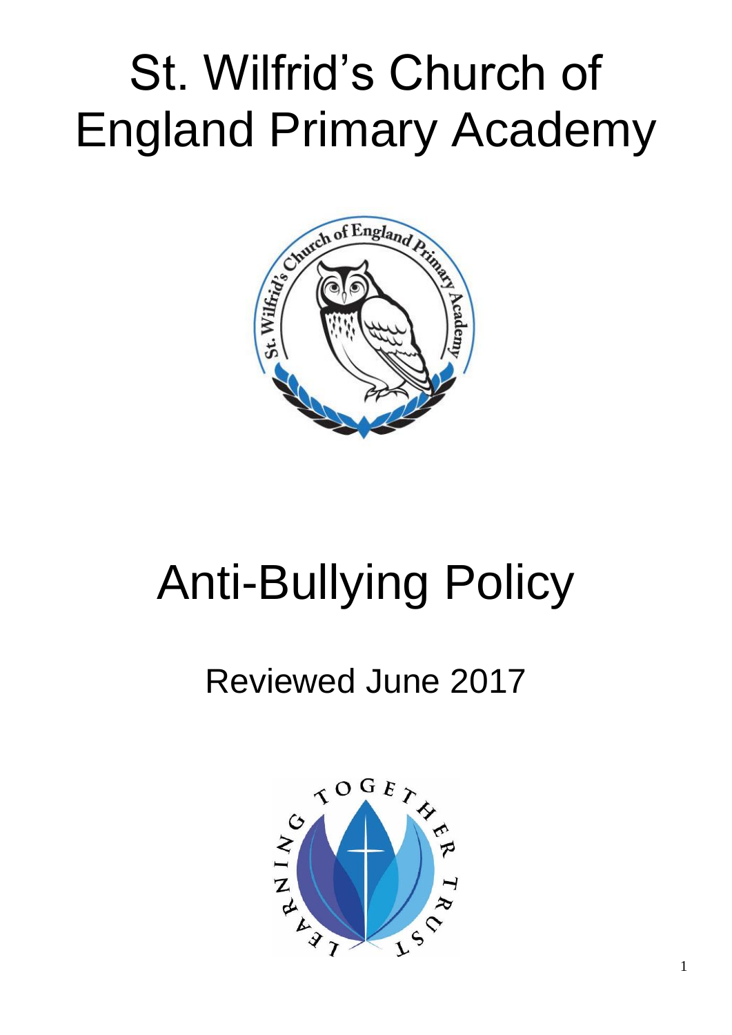# St. Wilfrid's Church of England Primary Academy

# Anti-Bullying Policy

## Reviewed June 2017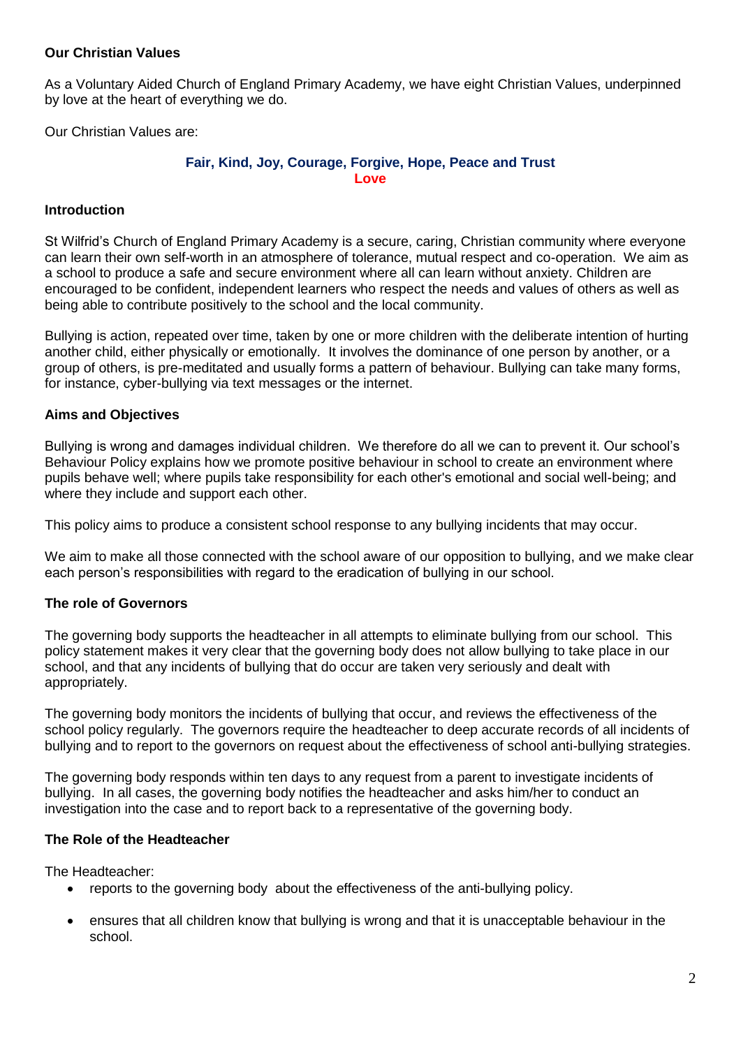## Our Christian Values

As a Voluntary Aided Church of England Primary Academy, we have eight Christian Values, underpinned by love at the heart of everything we do.

Our Christian Values are:

**Fair, Kind, Joy, Courage, Forgive, Hope, Peace and Trust**
**Love**

## Introduction

St Wilfrid's Church of England Primary Academy is a secure, caring, Christian community where everyone can learn their own self-worth in an atmosphere of tolerance, mutual respect and co-operation. We aim as a school to produce a safe and secure environment where all can learn without anxiety. Children are encouraged to be confident, independent learners who respect the needs and values of others as well as being able to contribute positively to the school and the local community.

Bullying is action, repeated over time, taken by one or more children with the deliberate intention of hurting another child, either physically or emotionally. It involves the dominance of one person by another, or a group of others, is pre-meditated and usually forms a pattern of behaviour. Bullying can take many forms, for instance, cyber-bullying via text messages or the internet.

## Aims and Objectives

Bullying is wrong and damages individual children. We therefore do all we can to prevent it. Our school's Behaviour Policy explains how we promote positive behaviour in school to create an environment where pupils behave well; where pupils take responsibility for each other's emotional and social well-being; and where they include and support each other.

This policy aims to produce a consistent school response to any bullying incidents that may occur.

We aim to make all those connected with the school aware of our opposition to bullying, and we make clear each person's responsibilities with regard to the eradication of bullying in our school.

## The role of Governors

The governing body supports the headteacher in all attempts to eliminate bullying from our school. This policy statement makes it very clear that the governing body does not allow bullying to take place in our school, and that any incidents of bullying that do occur are taken very seriously and dealt with appropriately.

The governing body monitors the incidents of bullying that occur, and reviews the effectiveness of the school policy regularly. The governors require the headteacher to deep accurate records of all incidents of bullying and to report to the governors on request about the effectiveness of school anti-bullying strategies.

The governing body responds within ten days to any request from a parent to investigate incidents of bullying. In all cases, the governing body notifies the headteacher and asks him/her to conduct an investigation into the case and to report back to a representative of the governing body.

## The Role of the Headteacher

The Headteacher:

- reports to the governing body about the effectiveness of the anti-bullying policy.
- ensures that all children know that bullying is wrong and that it is unacceptable behaviour in the school.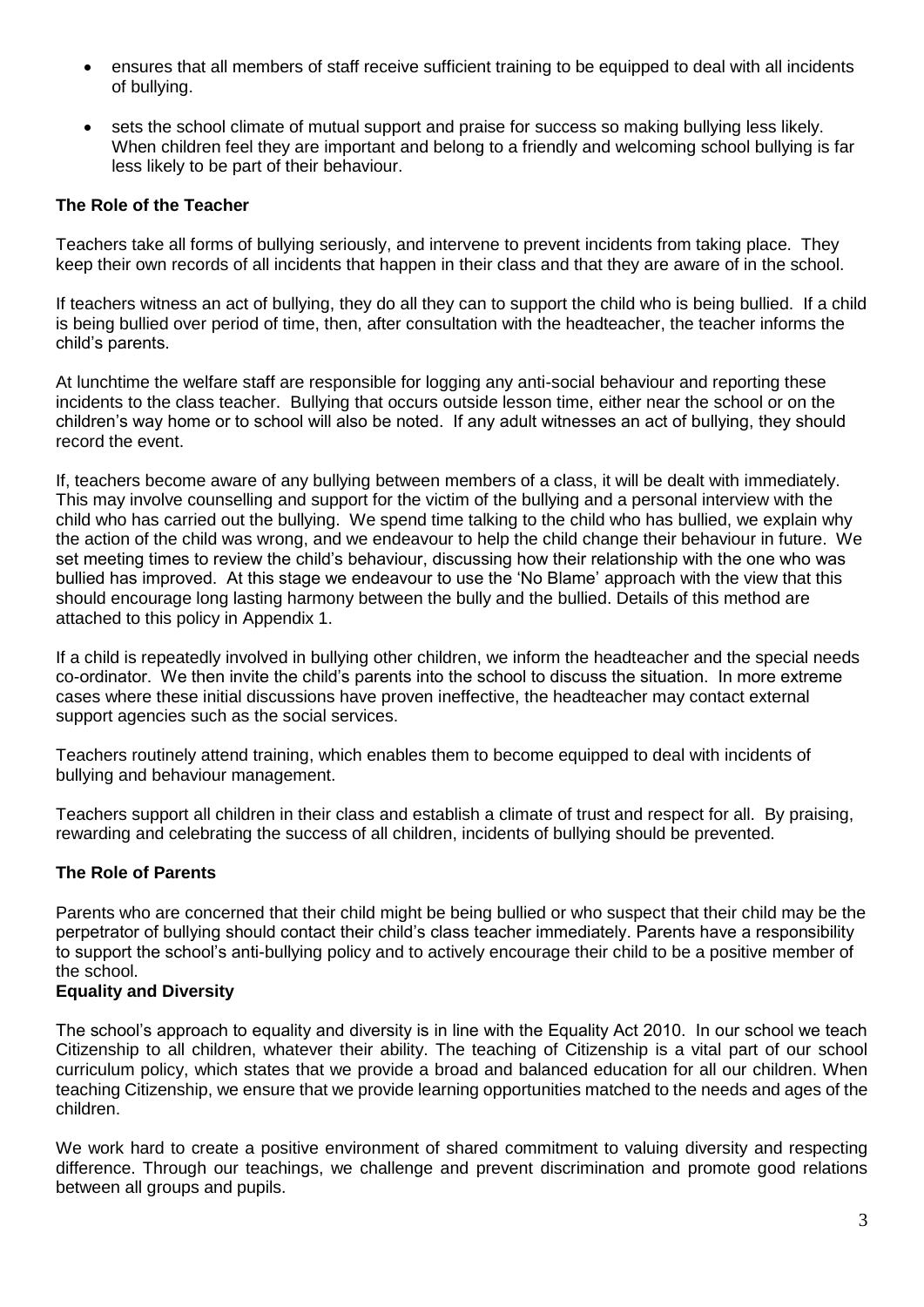- ensures that all members of staff receive sufficient training to be equipped to deal with all incidents of bullying.
- sets the school climate of mutual support and praise for success so making bullying less likely. When children feel they are important and belong to a friendly and welcoming school bullying is far less likely to be part of their behaviour.

### The Role of the Teacher

Teachers take all forms of bullying seriously, and intervene to prevent incidents from taking place. They keep their own records of all incidents that happen in their class and that they are aware of in the school.

If teachers witness an act of bullying, they do all they can to support the child who is being bullied. If a child is being bullied over period of time, then, after consultation with the headteacher, the teacher informs the child's parents.

At lunchtime the welfare staff are responsible for logging any anti-social behaviour and reporting these incidents to the class teacher. Bullying that occurs outside lesson time, either near the school or on the children's way home or to school will also be noted. If any adult witnesses an act of bullying, they should record the event.

If, teachers become aware of any bullying between members of a class, it will be dealt with immediately. This may involve counselling and support for the victim of the bullying and a personal interview with the child who has carried out the bullying. We spend time talking to the child who has bullied, we explain why the action of the child was wrong, and we endeavour to help the child change their behaviour in future. We set meeting times to review the child's behaviour, discussing how their relationship with the one who was bullied has improved. At this stage we endeavour to use the 'No Blame' approach with the view that this should encourage long lasting harmony between the bully and the bullied. Details of this method are attached to this policy in Appendix 1.

If a child is repeatedly involved in bullying other children, we inform the headteacher and the special needs co-ordinator. We then invite the child's parents into the school to discuss the situation. In more extreme cases where these initial discussions have proven ineffective, the headteacher may contact external support agencies such as the social services.

Teachers routinely attend training, which enables them to become equipped to deal with incidents of bullying and behaviour management.

Teachers support all children in their class and establish a climate of trust and respect for all. By praising, rewarding and celebrating the success of all children, incidents of bullying should be prevented.

### The Role of Parents

Parents who are concerned that their child might be being bullied or who suspect that their child may be the perpetrator of bullying should contact their child's class teacher immediately. Parents have a responsibility to support the school's anti-bullying policy and to actively encourage their child to be a positive member of the school.

### Equality and Diversity

The school's approach to equality and diversity is in line with the Equality Act 2010. In our school we teach Citizenship to all children, whatever their ability. The teaching of Citizenship is a vital part of our school curriculum policy, which states that we provide a broad and balanced education for all our children. When teaching Citizenship, we ensure that we provide learning opportunities matched to the needs and ages of the children.

We work hard to create a positive environment of shared commitment to valuing diversity and respecting difference. Through our teachings, we challenge and prevent discrimination and promote good relations between all groups and pupils.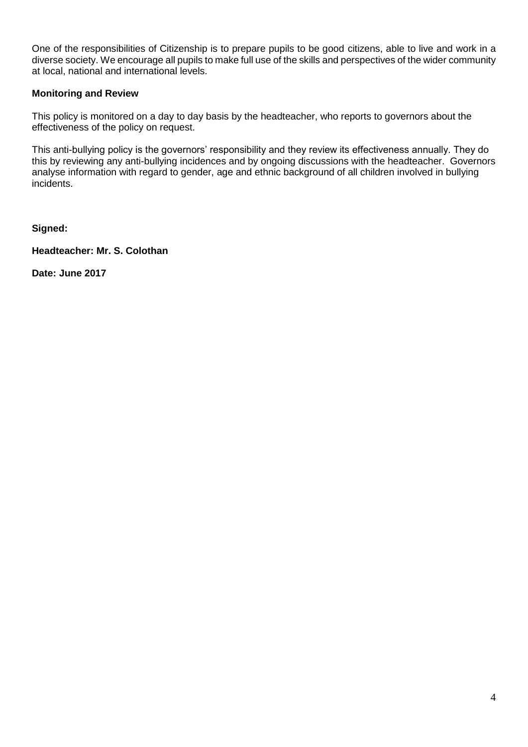One of the responsibilities of Citizenship is to prepare pupils to be good citizens, able to live and work in a diverse society. We encourage all pupils to make full use of the skills and perspectives of the wider community at local, national and international levels.

**Monitoring and Review**

This policy is monitored on a day to day basis by the headteacher, who reports to governors about the effectiveness of the policy on request.

This anti-bullying policy is the governors' responsibility and they review its effectiveness annually. They do this by reviewing any anti-bullying incidences and by ongoing discussions with the headteacher. Governors analyse information with regard to gender, age and ethnic background of all children involved in bullying incidents.

**Signed:**

**Headteacher: Mr. S. Colothan**

**Date: June 2017**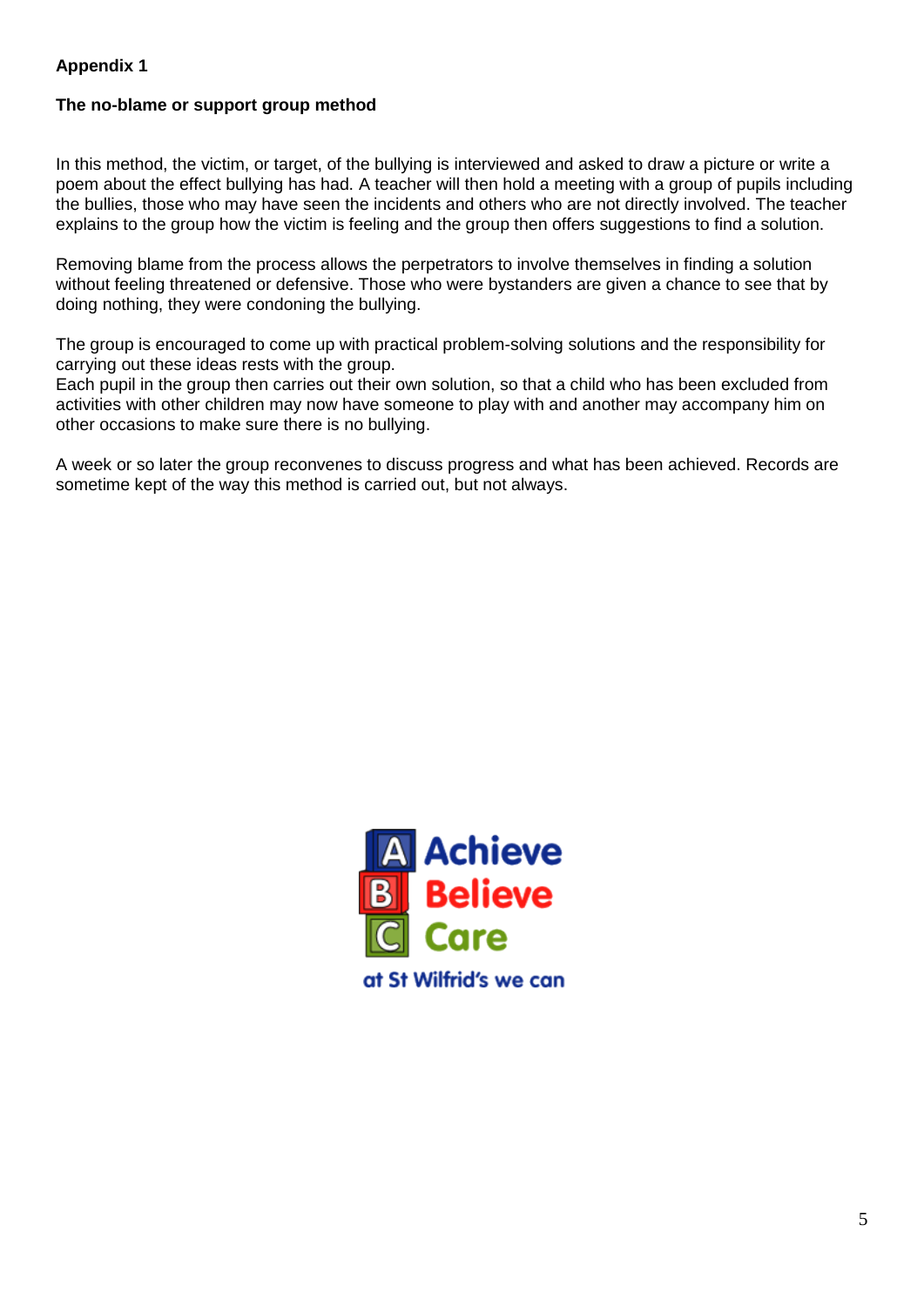**Appendix 1**

**The no-blame or support group method**

In this method, the victim, or target, of the bullying is interviewed and asked to draw a picture or write a poem about the effect bullying has had. A teacher will then hold a meeting with a group of pupils including the bullies, those who may have seen the incidents and others who are not directly involved. The teacher explains to the group how the victim is feeling and the group then offers suggestions to find a solution.

Removing blame from the process allows the perpetrators to involve themselves in finding a solution without feeling threatened or defensive. Those who were bystanders are given a chance to see that by doing nothing, they were condoning the bullying.

The group is encouraged to come up with practical problem-solving solutions and the responsibility for carrying out these ideas rests with the group.
Each pupil in the group then carries out their own solution, so that a child who has been excluded from activities with other children may now have someone to play with and another may accompany him on other occasions to make sure there is no bullying.

A week or so later the group reconvenes to discuss progress and what has been achieved. Records are sometime kept of the way this method is carried out, but not always.

A Achieve
B Believe
C Care
at St Wilfrid's we can